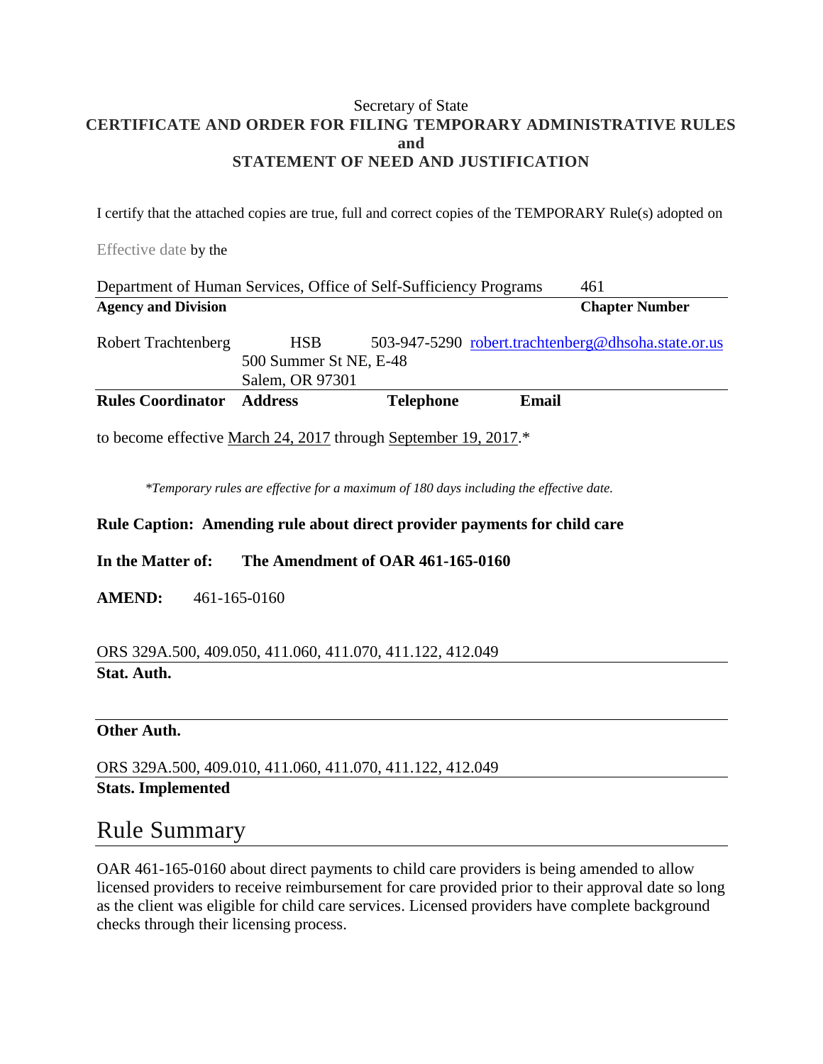Secretary of State

**CERTIFICATE AND ORDER FOR FILING TEMPORARY ADMINISTRATIVE RULES**
**and**
**STATEMENT OF NEED AND JUSTIFICATION**

I certify that the attached copies are true, full and correct copies of the TEMPORARY Rule(s) adopted on

Effective date by the

| Department of Human Services, Office of Self-Sufficiency Programs | 461 |
|---|---|
| **Agency and Division** | **Chapter Number** |

| Robert Trachtenberg | HSB 500 Summer St NE, E-48 Salem, OR 97301 | 503-947-5290 | robert.trachtenberg@dhsoha.state.or.us |
|---|---|---|---|
| **Rules Coordinator** | **Address** | **Telephone** | **Email** |

to become effective March 24, 2017 through September 19, 2017.*

*\*Temporary rules are effective for a maximum of 180 days including the effective date.*

**Rule Caption: Amending rule about direct provider payments for child care**

**In the Matter of:** **The Amendment of OAR 461-165-0160**

**AMEND:** 461-165-0160

ORS 329A.500, 409.050, 411.060, 411.070, 411.122, 412.049
**Stat. Auth.**

**Other Auth.**

ORS 329A.500, 409.010, 411.060, 411.070, 411.122, 412.049
**Stats. Implemented**

## Rule Summary

OAR 461-165-0160 about direct payments to child care providers is being amended to allow licensed providers to receive reimbursement for care provided prior to their approval date so long as the client was eligible for child care services. Licensed providers have complete background checks through their licensing process.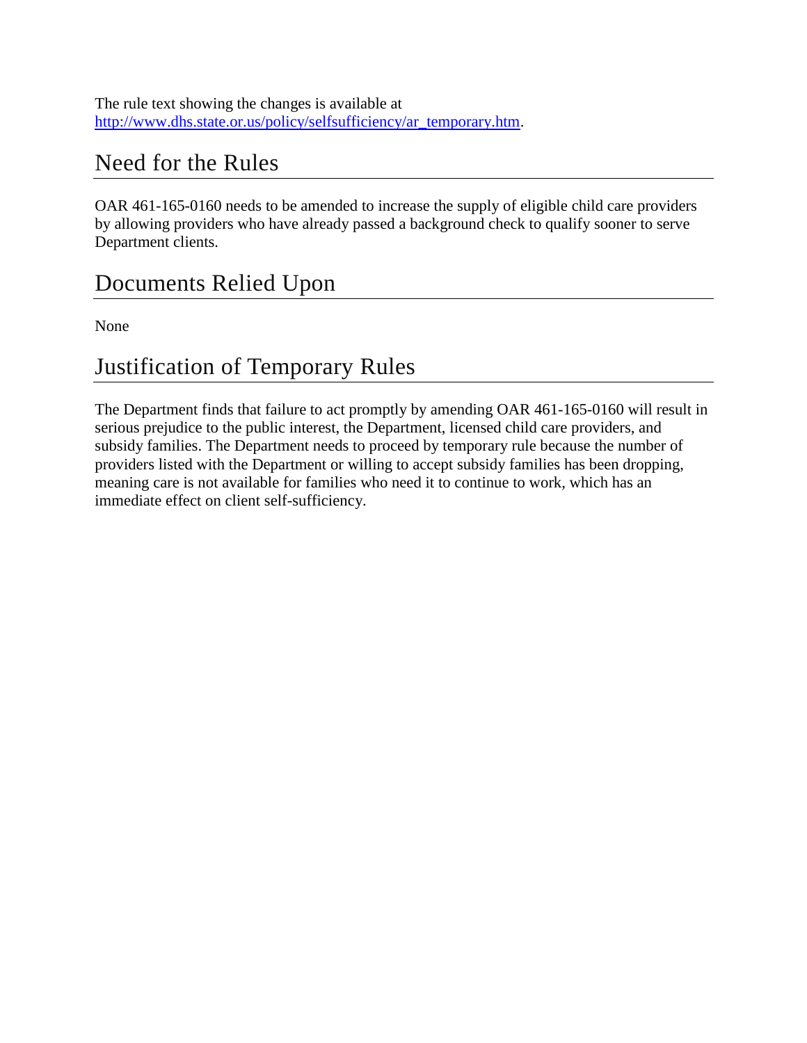The rule text showing the changes is available at [http://www.dhs.state.or.us/policy/selfsufficiency/ar_temporary.htm](http://www.dhs.state.or.us/policy/selfsufficiency/ar_temporary.htm).

## Need for the Rules

OAR 461-165-0160 needs to be amended to increase the supply of eligible child care providers by allowing providers who have already passed a background check to qualify sooner to serve Department clients.

## Documents Relied Upon

None

## Justification of Temporary Rules

The Department finds that failure to act promptly by amending OAR 461-165-0160 will result in serious prejudice to the public interest, the Department, licensed child care providers, and subsidy families. The Department needs to proceed by temporary rule because the number of providers listed with the Department or willing to accept subsidy families has been dropping, meaning care is not available for families who need it to continue to work, which has an immediate effect on client self-sufficiency.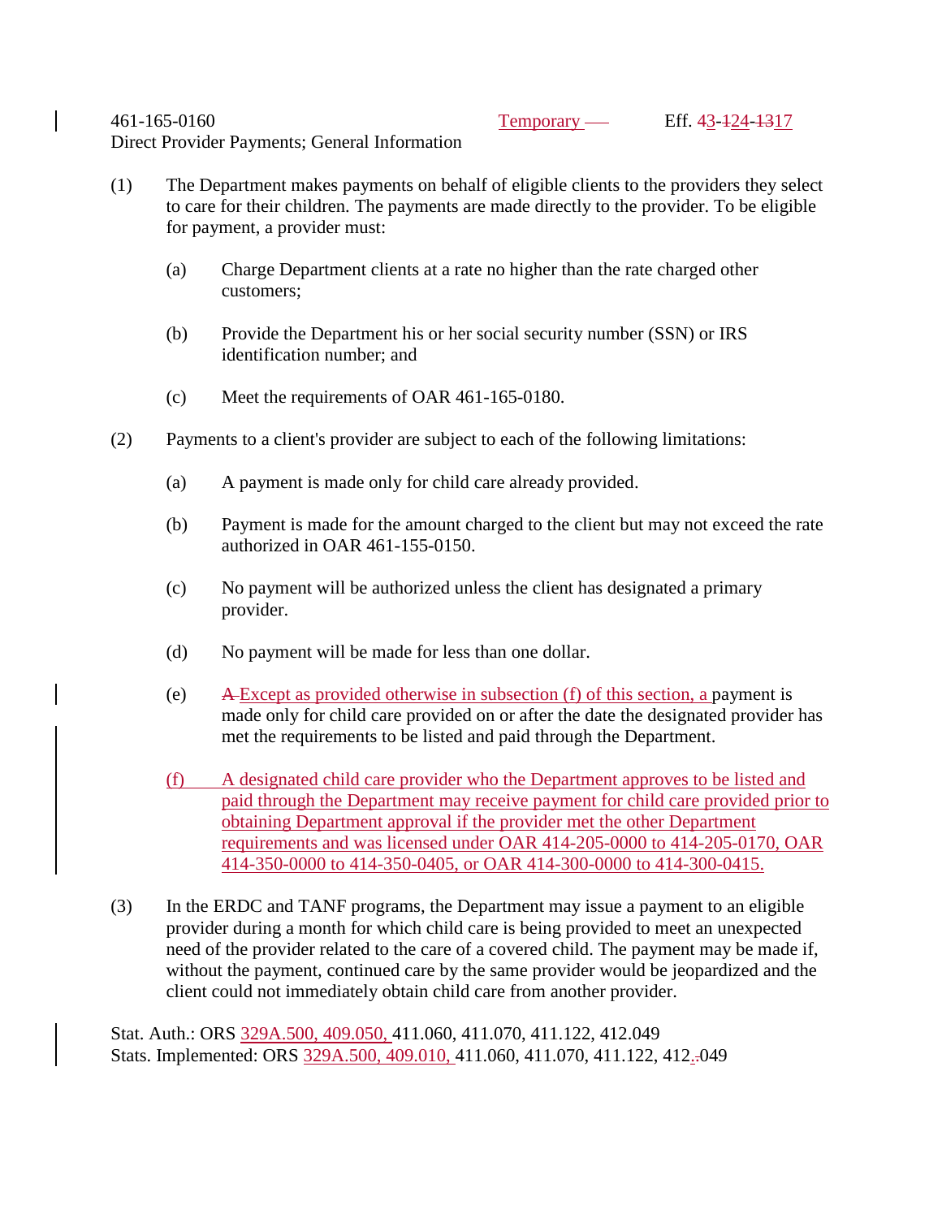461-165-0160 Temporary Eff. 43-124-1317

Direct Provider Payments; General Information

(1) The Department makes payments on behalf of eligible clients to the providers they select to care for their children. The payments are made directly to the provider. To be eligible for payment, a provider must:

(a) Charge Department clients at a rate no higher than the rate charged other customers;

(b) Provide the Department his or her social security number (SSN) or IRS identification number; and

(c) Meet the requirements of OAR 461-165-0180.

(2) Payments to a client's provider are subject to each of the following limitations:

(a) A payment is made only for child care already provided.

(b) Payment is made for the amount charged to the client but may not exceed the rate authorized in OAR 461-155-0150.

(c) No payment will be authorized unless the client has designated a primary provider.

(d) No payment will be made for less than one dollar.

(e) A Except as provided otherwise in subsection (f) of this section, a payment is made only for child care provided on or after the date the designated provider has met the requirements to be listed and paid through the Department.

(f) A designated child care provider who the Department approves to be listed and paid through the Department may receive payment for child care provided prior to obtaining Department approval if the provider met the other Department requirements and was licensed under OAR 414-205-0000 to 414-205-0170, OAR 414-350-0000 to 414-350-0405, or OAR 414-300-0000 to 414-300-0415.

(3) In the ERDC and TANF programs, the Department may issue a payment to an eligible provider during a month for which child care is being provided to meet an unexpected need of the provider related to the care of a covered child. The payment may be made if, without the payment, continued care by the same provider would be jeopardized and the client could not immediately obtain child care from another provider.

Stat. Auth.: ORS 329A.500, 409.050, 411.060, 411.070, 411.122, 412.049

Stats. Implemented: ORS 329A.500, 409.010, 411.060, 411.070, 411.122, 412..049